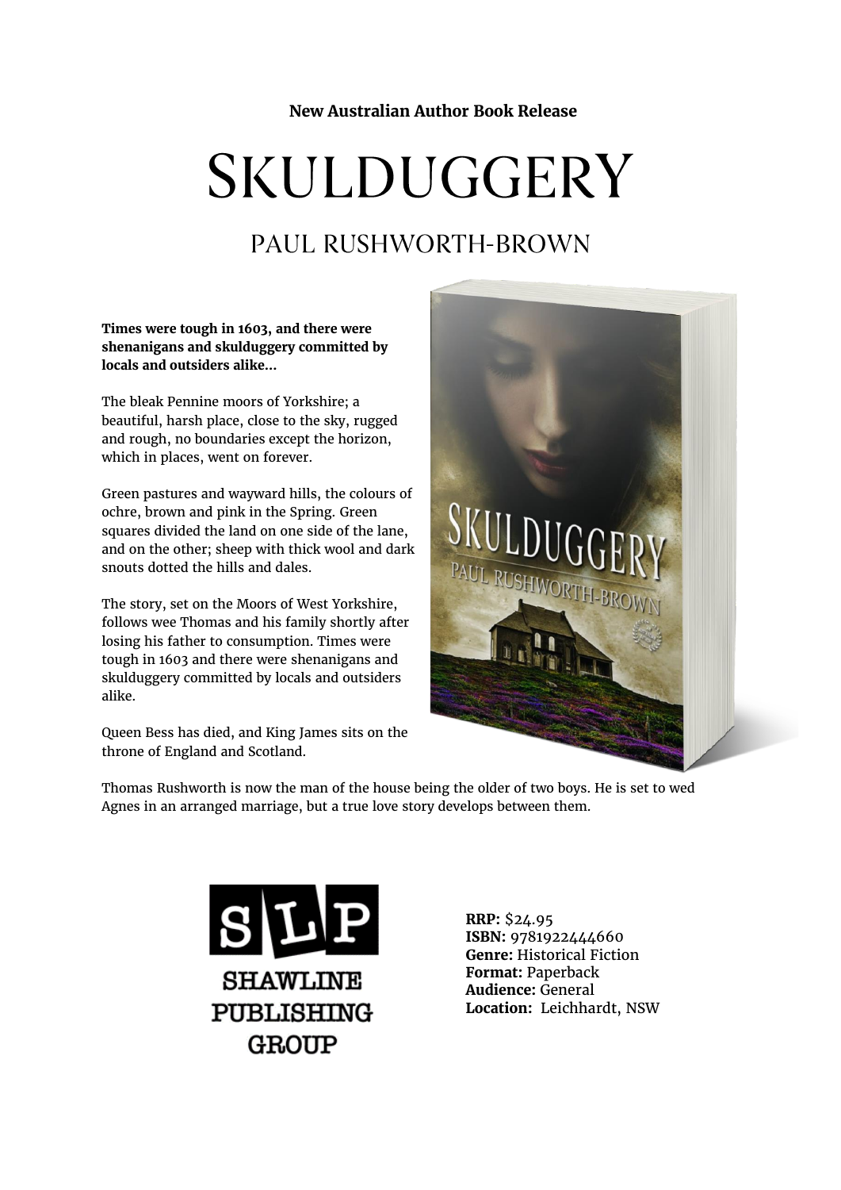**New Australian Author Book Release**

# Skulduggery

## Paul Rushworth-Brown

**Times were tough in 1603, and there were shenanigans and skulduggery committed by locals and outsiders alike...**

The bleak Pennine moors of Yorkshire; a beautiful, harsh place, close to the sky, rugged and rough, no boundaries except the horizon, which in places, went on forever.

Green pastures and wayward hills, the colours of ochre, brown and pink in the Spring. Green squares divided the land on one side of the lane, and on the other; sheep with thick wool and dark snouts dotted the hills and dales.

The story, set on the Moors of West Yorkshire, follows wee Thomas and his family shortly after losing his father to consumption. Times were tough in 1603 and there were shenanigans and skulduggery committed by locals and outsiders alike.

Queen Bess has died, and King James sits on the throne of England and Scotland.

Thomas Rushworth is now the man of the house being the older of two boys. He is set to wed Agnes in an arranged marriage, but a true love story develops between them.

SLP
SHAWLINE PUBLISHING GROUP

**RRP:** $24.95
**ISBN:** 9781922444660
**Genre:** Historical Fiction
**Format:** Paperback
**Audience:** General
**Location:** Leichhardt, NSW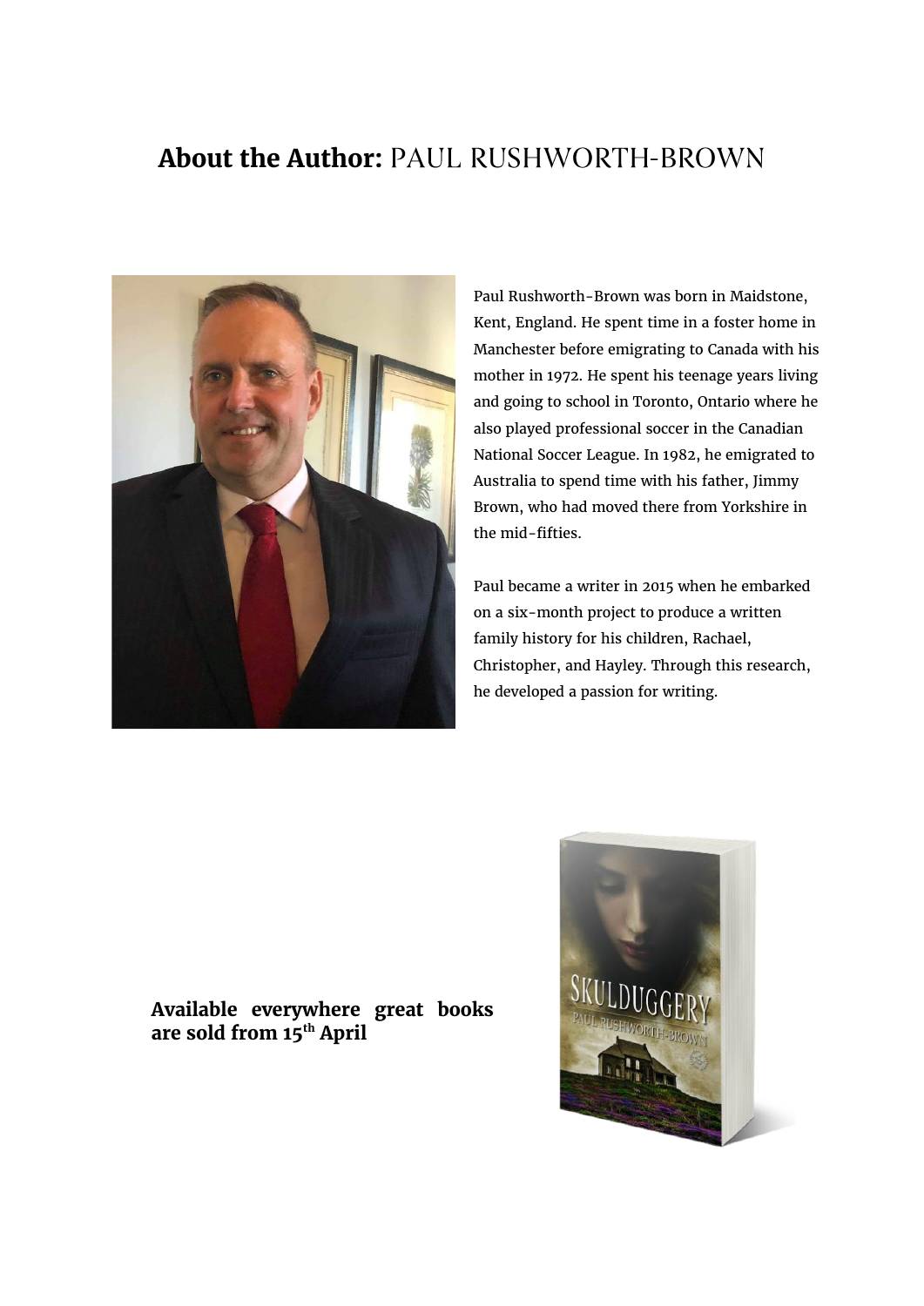# **About the Author:** PAUL RUSHWORTH-BROWN

Paul Rushworth-Brown was born in Maidstone, Kent, England. He spent time in a foster home in Manchester before emigrating to Canada with his mother in 1972. He spent his teenage years living and going to school in Toronto, Ontario where he also played professional soccer in the Canadian National Soccer League. In 1982, he emigrated to Australia to spend time with his father, Jimmy Brown, who had moved there from Yorkshire in the mid-fifties.

Paul became a writer in 2015 when he embarked on a six-month project to produce a written family history for his children, Rachael, Christopher, and Hayley. Through this research, he developed a passion for writing.

**Available everywhere great books are sold from 15th April**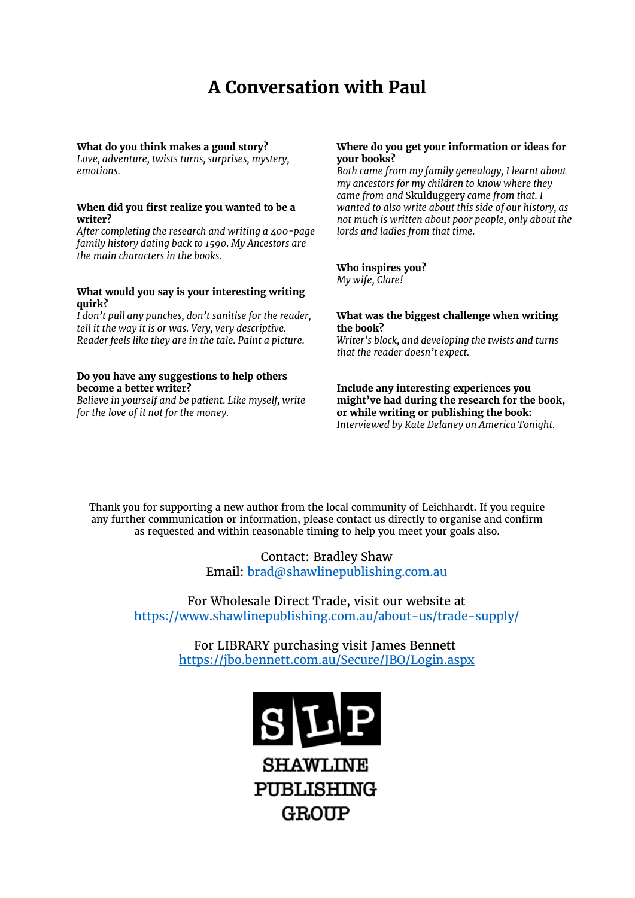# A Conversation with Paul

**What do you think makes a good story?**
*Love, adventure, twists turns, surprises, mystery, emotions.*

**When did you first realize you wanted to be a writer?**
*After completing the research and writing a 400-page family history dating back to 1590. My Ancestors are the main characters in the books.*

**What would you say is your interesting writing quirk?**
*I don't pull any punches, don't sanitise for the reader, tell it the way it is or was. Very, very descriptive. Reader feels like they are in the tale. Paint a picture.*

**Do you have any suggestions to help others become a better writer?**
*Believe in yourself and be patient. Like myself, write for the love of it not for the money.*

**Where do you get your information or ideas for your books?**
*Both came from my family genealogy, I learnt about my ancestors for my children to know where they came from and* Skulduggery *came from that. I wanted to also write about this side of our history, as not much is written about poor people, only about the lords and ladies from that time.*

**Who inspires you?**
*My wife, Clare!*

**What was the biggest challenge when writing the book?**
*Writer's block, and developing the twists and turns that the reader doesn't expect.*

**Include any interesting experiences you might've had during the research for the book, or while writing or publishing the book:**
*Interviewed by Kate Delaney on America Tonight.*

Thank you for supporting a new author from the local community of Leichhardt. If you require any further communication or information, please contact us directly to organise and confirm as requested and within reasonable timing to help you meet your goals also.

Contact: Bradley Shaw
Email: brad@shawlinepublishing.com.au

For Wholesale Direct Trade, visit our website at
https://www.shawlinepublishing.com.au/about-us/trade-supply/

For LIBRARY purchasing visit James Bennett
https://jbo.bennett.com.au/Secure/JBO/Login.aspx

SLP
SHAWLINE PUBLISHING GROUP